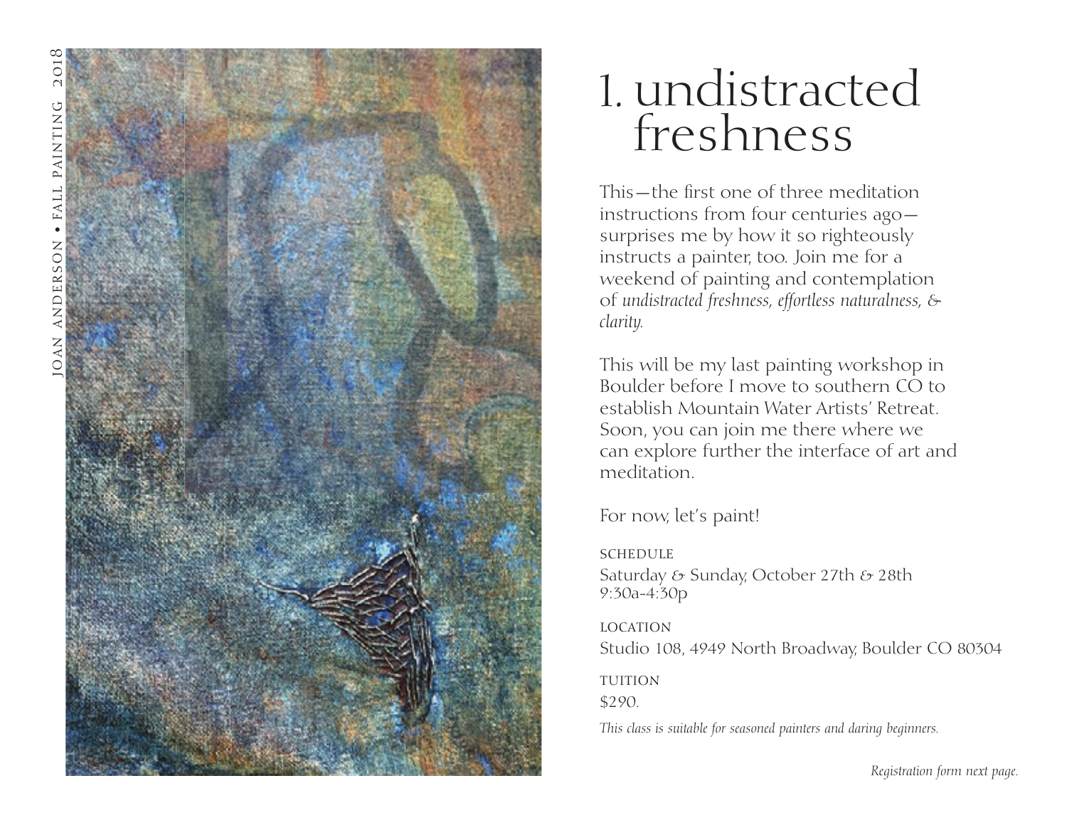JOAN ANDERSON • FALL PAINTING 2018

# 1. undistracted freshness

This—the first one of three meditation instructions from four centuries ago—surprises me by how it so righteously instructs a painter, too. Join me for a weekend of painting and contemplation of *undistracted freshness, effortless naturalness, & clarity.*

This will be my last painting workshop in Boulder before I move to southern CO to establish Mountain Water Artists' Retreat. Soon, you can join me there where we can explore further the interface of art and meditation.

For now, let's paint!

SCHEDULE
Saturday & Sunday, October 27th & 28th
9:30a-4:30p

LOCATION
Studio 108, 4949 North Broadway, Boulder CO 80304

TUITION
$290.

*This class is suitable for seasoned painters and daring beginners.*

*Registration form next page.*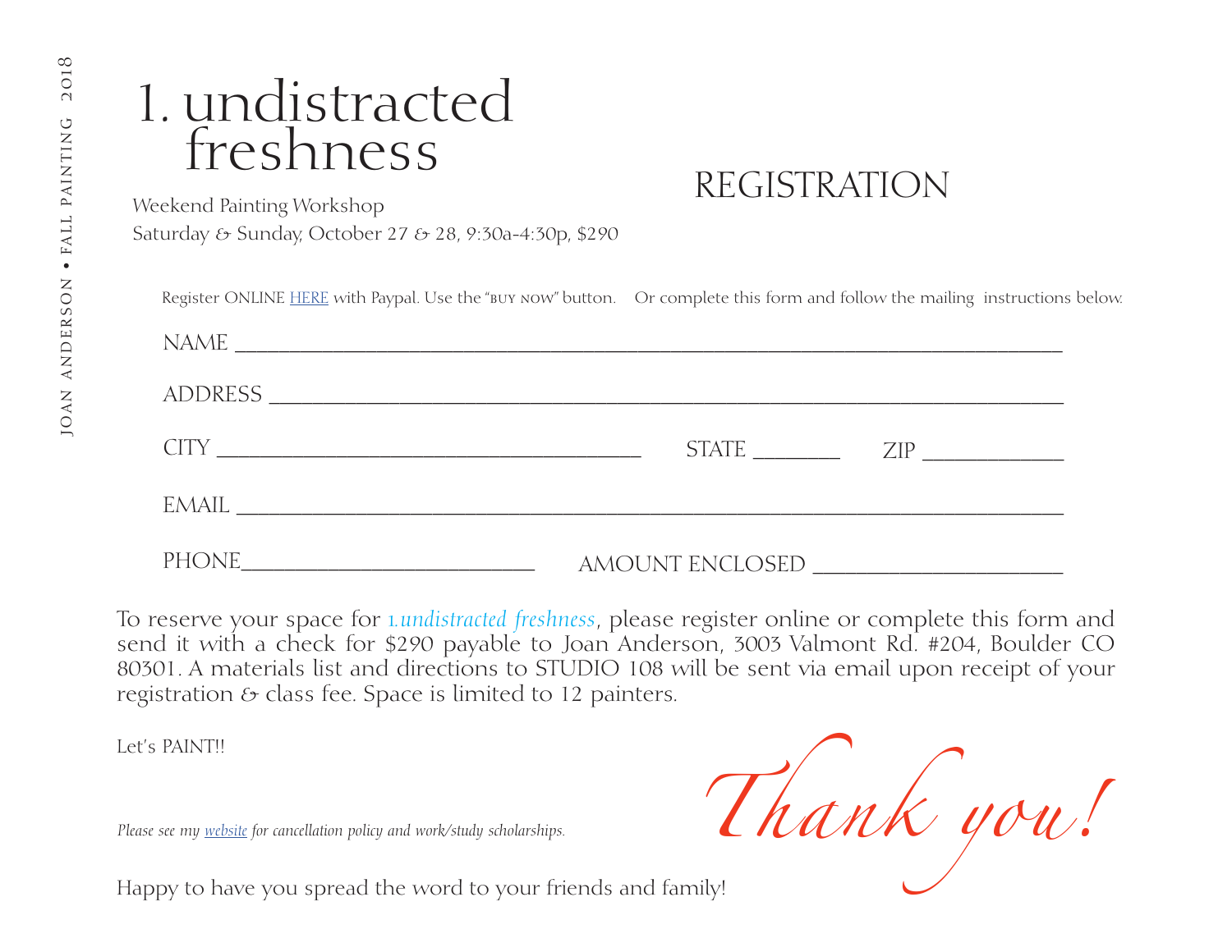# 1. undistracted freshness

Weekend Painting Workshop

Saturday & Sunday, October 27 & 28, 9:30a-4:30p, $290

## REGISTRATION

Register ONLINE HERE with Paypal. Use the "BUY NOW" button. Or complete this form and follow the mailing instructions below.

NAME ______________________________________________

ADDRESS ______________________________________________

CITY ______________________ STATE ________ ZIP ____________

EMAIL ______________________________________________

PHONE______________________ AMOUNT ENCLOSED ____________________

To reserve your space for *1.undistracted freshness*, please register online or complete this form and send it with a check for $290 payable to Joan Anderson, 3003 Valmont Rd. #204, Boulder CO 80301. A materials list and directions to STUDIO 108 will be sent via email upon receipt of your registration & class fee. Space is limited to 12 painters.

Let's PAINT!!

*Please see my website for cancellation policy and work/study scholarships.*

*Thank you!*

Happy to have you spread the word to your friends and family!